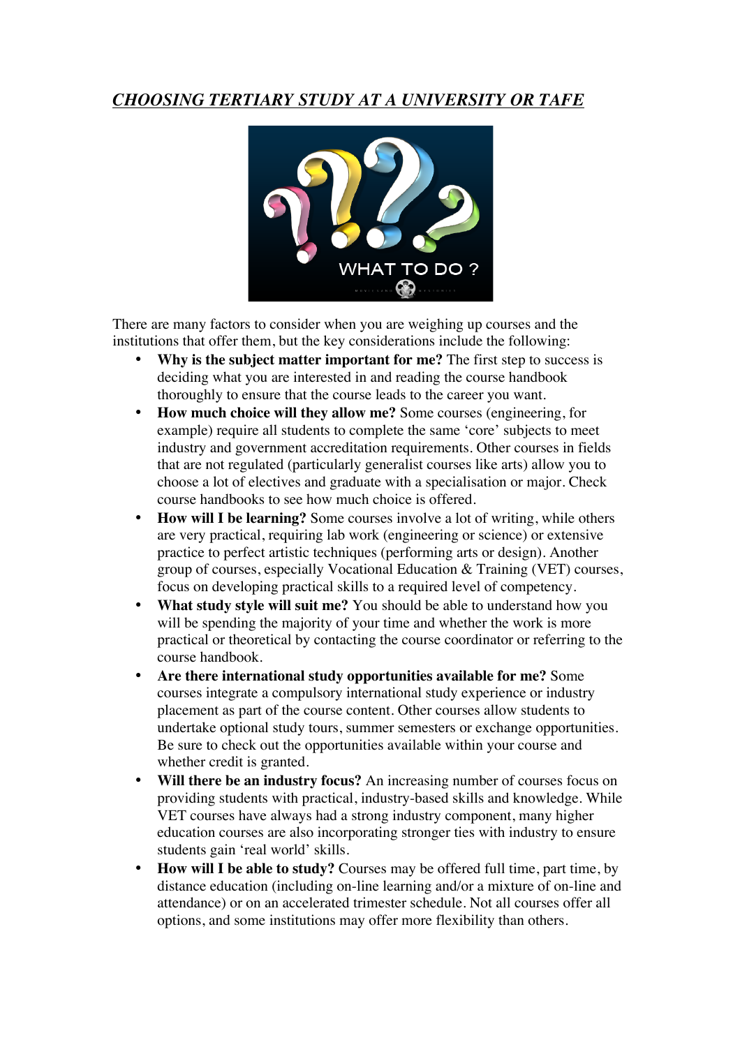## ***CHOOSING TERTIARY STUDY AT A UNIVERSITY OR TAFE***

There are many factors to consider when you are weighing up courses and the institutions that offer them, but the key considerations include the following:

- **Why is the subject matter important for me?** The first step to success is deciding what you are interested in and reading the course handbook thoroughly to ensure that the course leads to the career you want.
- **How much choice will they allow me?** Some courses (engineering, for example) require all students to complete the same 'core' subjects to meet industry and government accreditation requirements. Other courses in fields that are not regulated (particularly generalist courses like arts) allow you to choose a lot of electives and graduate with a specialisation or major. Check course handbooks to see how much choice is offered.
- **How will I be learning?** Some courses involve a lot of writing, while others are very practical, requiring lab work (engineering or science) or extensive practice to perfect artistic techniques (performing arts or design). Another group of courses, especially Vocational Education & Training (VET) courses, focus on developing practical skills to a required level of competency.
- **What study style will suit me?** You should be able to understand how you will be spending the majority of your time and whether the work is more practical or theoretical by contacting the course coordinator or referring to the course handbook.
- **Are there international study opportunities available for me?** Some courses integrate a compulsory international study experience or industry placement as part of the course content. Other courses allow students to undertake optional study tours, summer semesters or exchange opportunities. Be sure to check out the opportunities available within your course and whether credit is granted.
- **Will there be an industry focus?** An increasing number of courses focus on providing students with practical, industry-based skills and knowledge. While VET courses have always had a strong industry component, many higher education courses are also incorporating stronger ties with industry to ensure students gain 'real world' skills.
- **How will I be able to study?** Courses may be offered full time, part time, by distance education (including on-line learning and/or a mixture of on-line and attendance) or on an accelerated trimester schedule. Not all courses offer all options, and some institutions may offer more flexibility than others.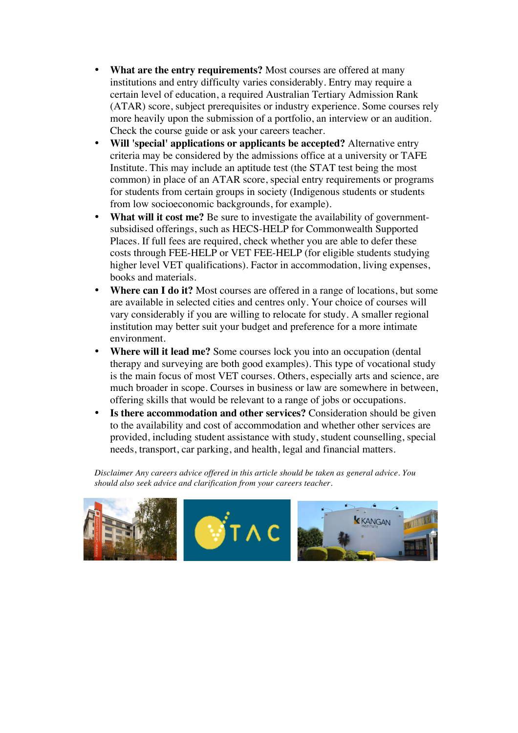- **What are the entry requirements?** Most courses are offered at many institutions and entry difficulty varies considerably. Entry may require a certain level of education, a required Australian Tertiary Admission Rank (ATAR) score, subject prerequisites or industry experience. Some courses rely more heavily upon the submission of a portfolio, an interview or an audition. Check the course guide or ask your careers teacher.
- **Will 'special' applications or applicants be accepted?** Alternative entry criteria may be considered by the admissions office at a university or TAFE Institute. This may include an aptitude test (the STAT test being the most common) in place of an ATAR score, special entry requirements or programs for students from certain groups in society (Indigenous students or students from low socioeconomic backgrounds, for example).
- **What will it cost me?** Be sure to investigate the availability of government-subsidised offerings, such as HECS-HELP for Commonwealth Supported Places. If full fees are required, check whether you are able to defer these costs through FEE-HELP or VET FEE-HELP (for eligible students studying higher level VET qualifications). Factor in accommodation, living expenses, books and materials.
- **Where can I do it?** Most courses are offered in a range of locations, but some are available in selected cities and centres only. Your choice of courses will vary considerably if you are willing to relocate for study. A smaller regional institution may better suit your budget and preference for a more intimate environment.
- **Where will it lead me?** Some courses lock you into an occupation (dental therapy and surveying are both good examples). This type of vocational study is the main focus of most VET courses. Others, especially arts and science, are much broader in scope. Courses in business or law are somewhere in between, offering skills that would be relevant to a range of jobs or occupations.
- **Is there accommodation and other services?** Consideration should be given to the availability and cost of accommodation and whether other services are provided, including student assistance with study, student counselling, special needs, transport, car parking, and health, legal and financial matters.

*Disclaimer Any careers advice offered in this article should be taken as general advice. You should also seek advice and clarification from your careers teacher.*